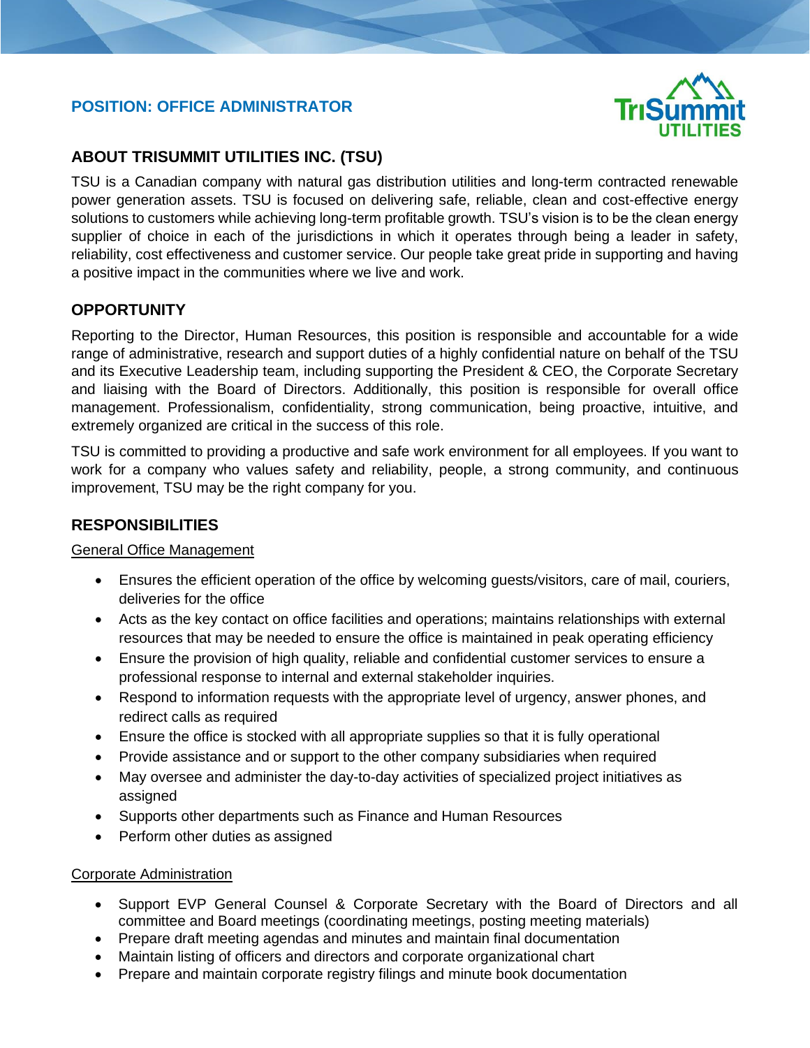# POSITION: OFFICE ADMINISTRATOR

## ABOUT TRISUMMIT UTILITIES INC. (TSU)

TSU is a Canadian company with natural gas distribution utilities and long-term contracted renewable power generation assets. TSU is focused on delivering safe, reliable, clean and cost-effective energy solutions to customers while achieving long-term profitable growth. TSU's vision is to be the clean energy supplier of choice in each of the jurisdictions in which it operates through being a leader in safety, reliability, cost effectiveness and customer service. Our people take great pride in supporting and having a positive impact in the communities where we live and work.

## OPPORTUNITY

Reporting to the Director, Human Resources, this position is responsible and accountable for a wide range of administrative, research and support duties of a highly confidential nature on behalf of the TSU and its Executive Leadership team, including supporting the President & CEO, the Corporate Secretary and liaising with the Board of Directors. Additionally, this position is responsible for overall office management. Professionalism, confidentiality, strong communication, being proactive, intuitive, and extremely organized are critical in the success of this role.

TSU is committed to providing a productive and safe work environment for all employees. If you want to work for a company who values safety and reliability, people, a strong community, and continuous improvement, TSU may be the right company for you.

## RESPONSIBILITIES

General Office Management

- Ensures the efficient operation of the office by welcoming guests/visitors, care of mail, couriers, deliveries for the office
- Acts as the key contact on office facilities and operations; maintains relationships with external resources that may be needed to ensure the office is maintained in peak operating efficiency
- Ensure the provision of high quality, reliable and confidential customer services to ensure a professional response to internal and external stakeholder inquiries.
- Respond to information requests with the appropriate level of urgency, answer phones, and redirect calls as required
- Ensure the office is stocked with all appropriate supplies so that it is fully operational
- Provide assistance and or support to the other company subsidiaries when required
- May oversee and administer the day-to-day activities of specialized project initiatives as assigned
- Supports other departments such as Finance and Human Resources
- Perform other duties as assigned

Corporate Administration

- Support EVP General Counsel & Corporate Secretary with the Board of Directors and all committee and Board meetings (coordinating meetings, posting meeting materials)
- Prepare draft meeting agendas and minutes and maintain final documentation
- Maintain listing of officers and directors and corporate organizational chart
- Prepare and maintain corporate registry filings and minute book documentation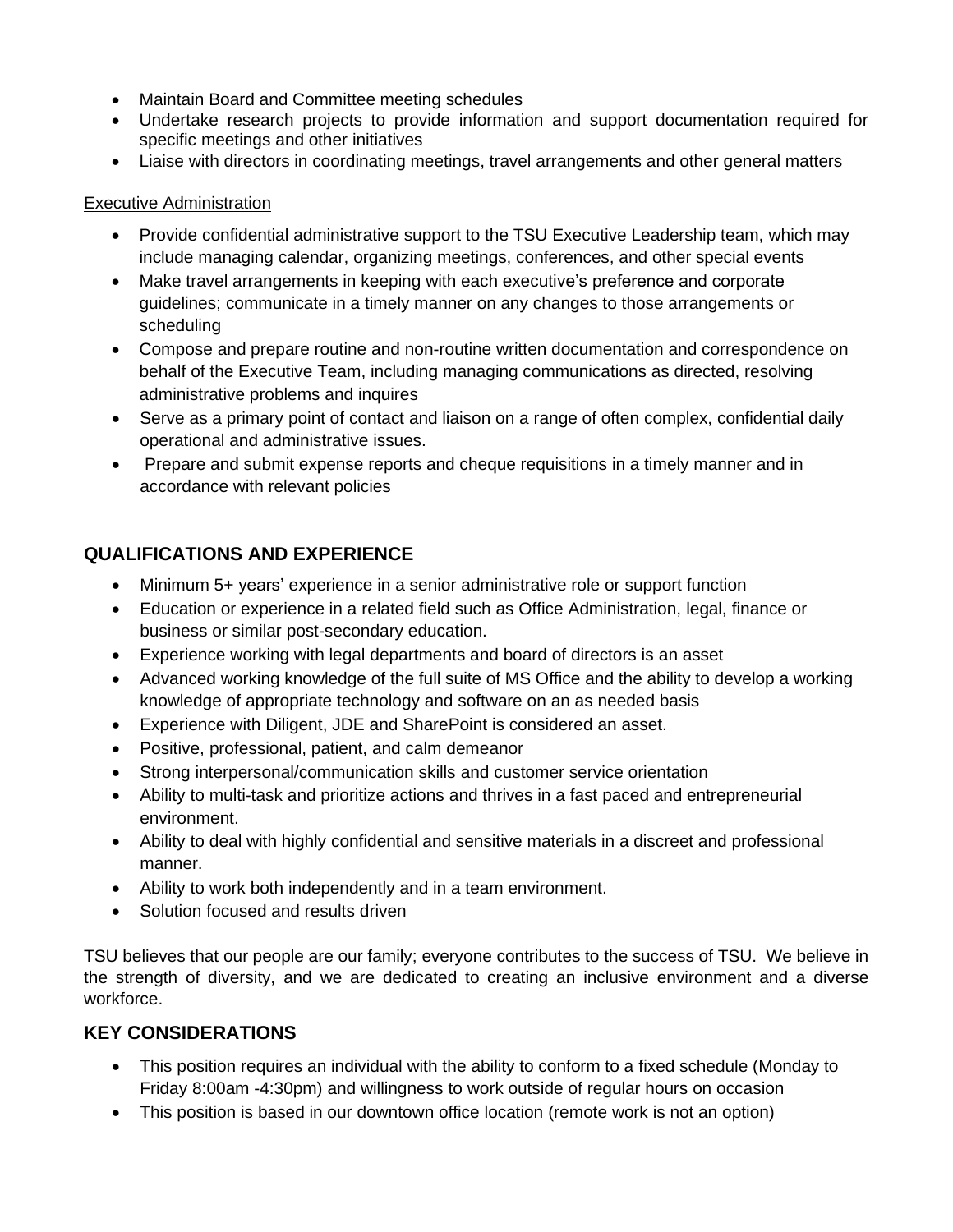- Maintain Board and Committee meeting schedules
- Undertake research projects to provide information and support documentation required for specific meetings and other initiatives
- Liaise with directors in coordinating meetings, travel arrangements and other general matters

Executive Administration

- Provide confidential administrative support to the TSU Executive Leadership team, which may include managing calendar, organizing meetings, conferences, and other special events
- Make travel arrangements in keeping with each executive's preference and corporate guidelines; communicate in a timely manner on any changes to those arrangements or scheduling
- Compose and prepare routine and non-routine written documentation and correspondence on behalf of the Executive Team, including managing communications as directed, resolving administrative problems and inquires
- Serve as a primary point of contact and liaison on a range of often complex, confidential daily operational and administrative issues.
- Prepare and submit expense reports and cheque requisitions in a timely manner and in accordance with relevant policies

## QUALIFICATIONS AND EXPERIENCE

- Minimum 5+ years' experience in a senior administrative role or support function
- Education or experience in a related field such as Office Administration, legal, finance or business or similar post-secondary education.
- Experience working with legal departments and board of directors is an asset
- Advanced working knowledge of the full suite of MS Office and the ability to develop a working knowledge of appropriate technology and software on an as needed basis
- Experience with Diligent, JDE and SharePoint is considered an asset.
- Positive, professional, patient, and calm demeanor
- Strong interpersonal/communication skills and customer service orientation
- Ability to multi-task and prioritize actions and thrives in a fast paced and entrepreneurial environment.
- Ability to deal with highly confidential and sensitive materials in a discreet and professional manner.
- Ability to work both independently and in a team environment.
- Solution focused and results driven

TSU believes that our people are our family; everyone contributes to the success of TSU. We believe in the strength of diversity, and we are dedicated to creating an inclusive environment and a diverse workforce.

## KEY CONSIDERATIONS

- This position requires an individual with the ability to conform to a fixed schedule (Monday to Friday 8:00am -4:30pm) and willingness to work outside of regular hours on occasion
- This position is based in our downtown office location (remote work is not an option)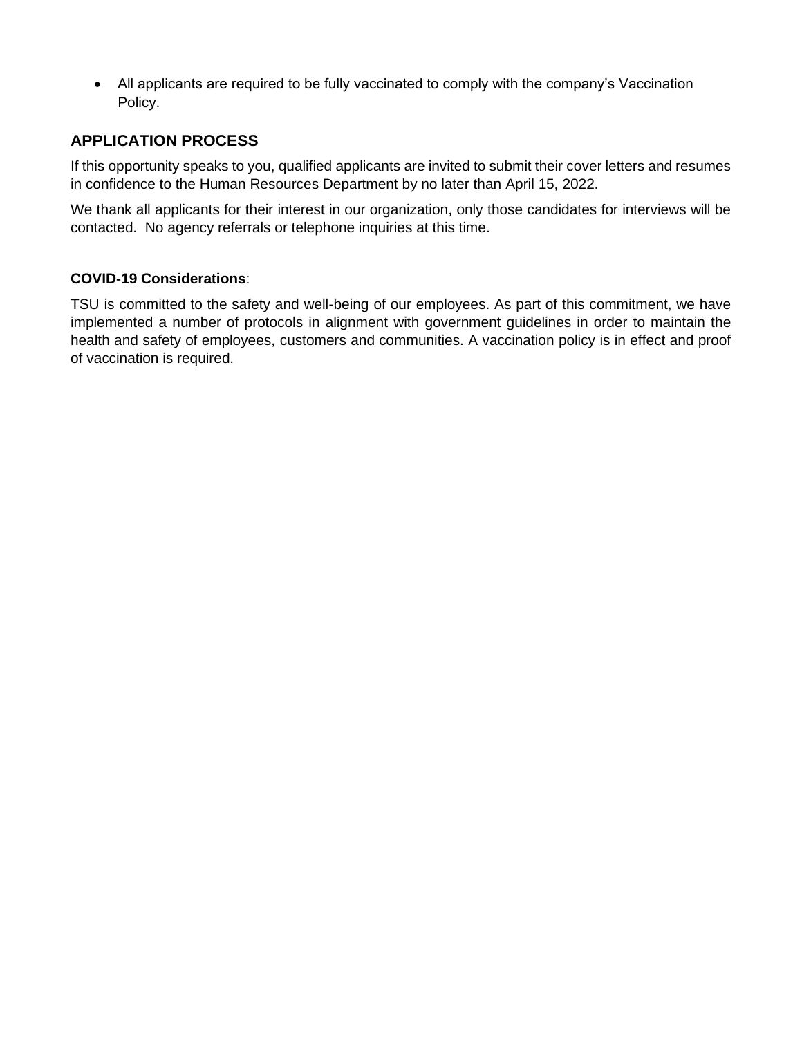- All applicants are required to be fully vaccinated to comply with the company's Vaccination Policy.

## APPLICATION PROCESS

If this opportunity speaks to you, qualified applicants are invited to submit their cover letters and resumes in confidence to the Human Resources Department by no later than April 15, 2022.

We thank all applicants for their interest in our organization, only those candidates for interviews will be contacted. No agency referrals or telephone inquiries at this time.

**COVID-19 Considerations**:

TSU is committed to the safety and well-being of our employees. As part of this commitment, we have implemented a number of protocols in alignment with government guidelines in order to maintain the health and safety of employees, customers and communities. A vaccination policy is in effect and proof of vaccination is required.